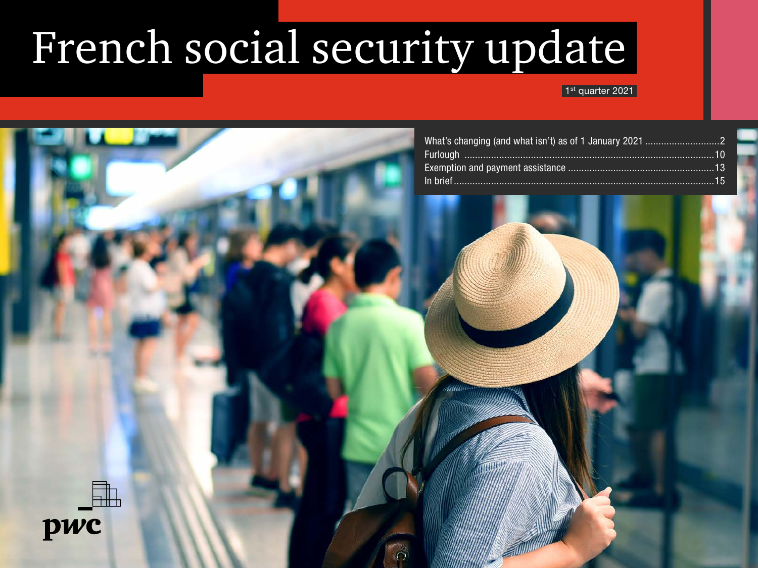# French social security update

1st quarter 2021

What's changing (and what isn't) as of 1 January 2021 ............................2
Furlough ...........................................................................................10
Exemption and payment assistance .....................................................13
In brief...............................................................................................15

pwc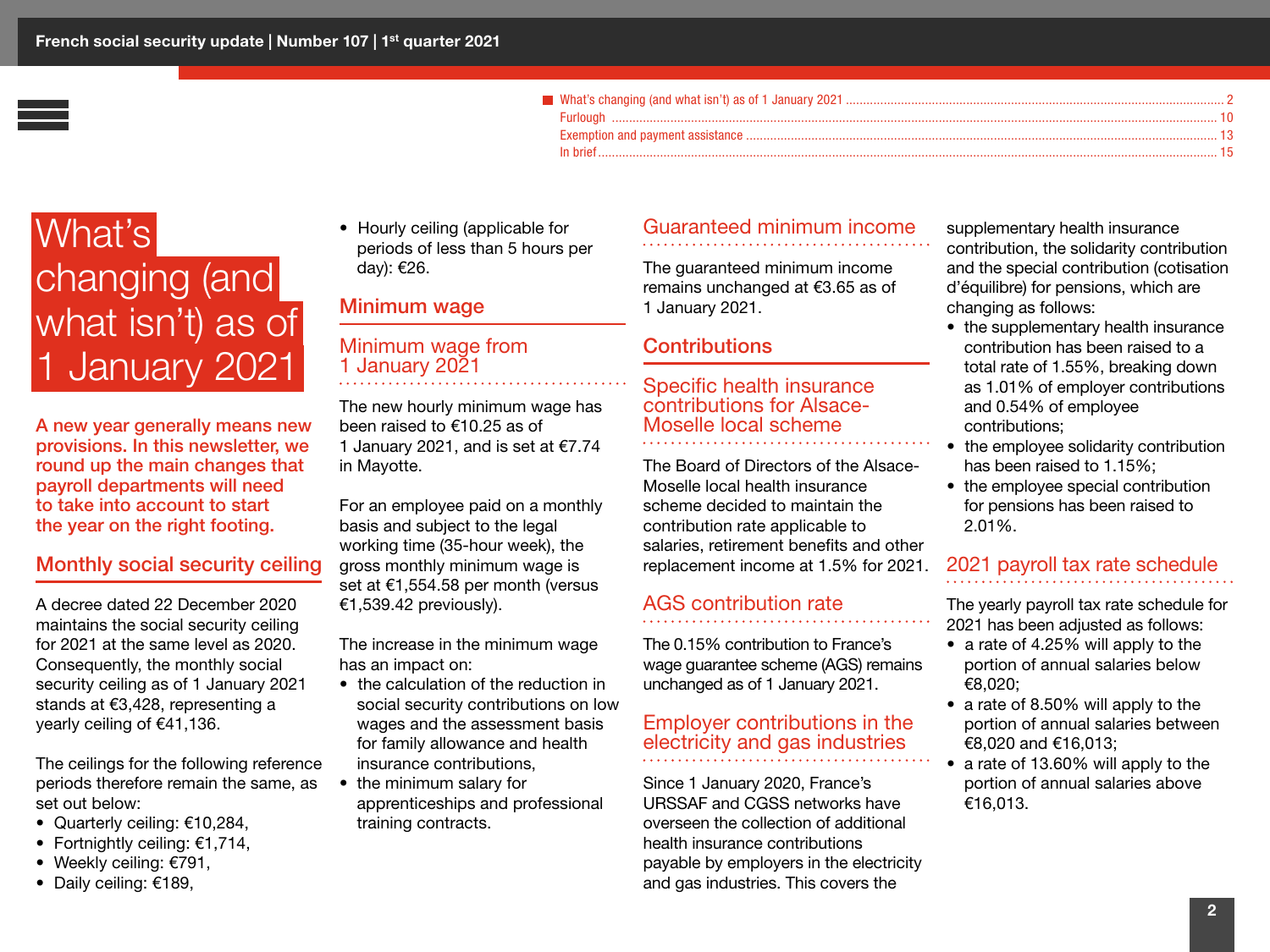- What's changing (and what isn't) as of 1 January 2021 .......... 2
- Furlough .......... 10
- Exemption and payment assistance .......... 13
- In brief .......... 15

# What's changing (and what isn't) as of 1 January 2021

**A new year generally means new provisions. In this newsletter, we round up the main changes that payroll departments will need to take into account to start the year on the right footing.**

## Monthly social security ceiling

A decree dated 22 December 2020 maintains the social security ceiling for 2021 at the same level as 2020. Consequently, the monthly social security ceiling as of 1 January 2021 stands at €3,428, representing a yearly ceiling of €41,136.

The ceilings for the following reference periods therefore remain the same, as set out below:

- Quarterly ceiling: €10,284,
- Fortnightly ceiling: €1,714,
- Weekly ceiling: €791,
- Daily ceiling: €189,
- Hourly ceiling (applicable for periods of less than 5 hours per day): €26.

## Minimum wage

### Minimum wage from 1 January 2021

The new hourly minimum wage has been raised to €10.25 as of 1 January 2021, and is set at €7.74 in Mayotte.

For an employee paid on a monthly basis and subject to the legal working time (35-hour week), the gross monthly minimum wage is set at €1,554.58 per month (versus €1,539.42 previously).

The increase in the minimum wage has an impact on:

- the calculation of the reduction in social security contributions on low wages and the assessment basis for family allowance and health insurance contributions,
- the minimum salary for apprenticeships and professional training contracts.

## Guaranteed minimum income

The guaranteed minimum income remains unchanged at €3.65 as of 1 January 2021.

## Contributions

### Specific health insurance contributions for Alsace-Moselle local scheme

The Board of Directors of the Alsace-Moselle local health insurance scheme decided to maintain the contribution rate applicable to salaries, retirement benefits and other replacement income at 1.5% for 2021.

### AGS contribution rate

The 0.15% contribution to France's wage guarantee scheme (AGS) remains unchanged as of 1 January 2021.

### Employer contributions in the electricity and gas industries

Since 1 January 2020, France's URSSAF and CGSS networks have overseen the collection of additional health insurance contributions payable by employers in the electricity and gas industries. This covers the supplementary health insurance contribution, the solidarity contribution and the special contribution (cotisation d'équilibre) for pensions, which are changing as follows:

- the supplementary health insurance contribution has been raised to a total rate of 1.55%, breaking down as 1.01% of employer contributions and 0.54% of employee contributions;
- the employee solidarity contribution has been raised to 1.15%;
- the employee special contribution for pensions has been raised to 2.01%.

### 2021 payroll tax rate schedule

The yearly payroll tax rate schedule for 2021 has been adjusted as follows:

- a rate of 4.25% will apply to the portion of annual salaries below €8,020;
- a rate of 8.50% will apply to the portion of annual salaries between €8,020 and €16,013;
- a rate of 13.60% will apply to the portion of annual salaries above €16,013.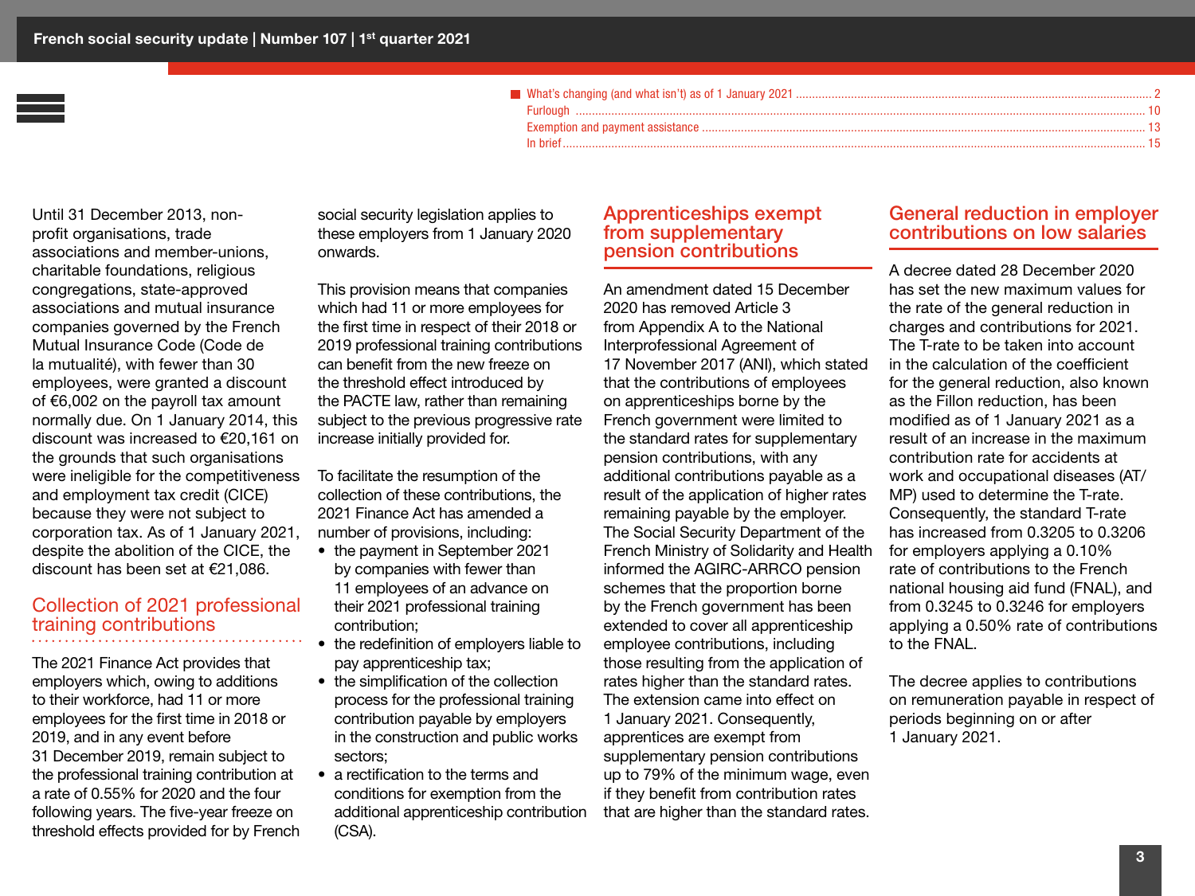Until 31 December 2013, non-profit organisations, trade associations and member-unions, charitable foundations, religious congregations, state-approved associations and mutual insurance companies governed by the French Mutual Insurance Code (Code de la mutualité), with fewer than 30 employees, were granted a discount of €6,002 on the payroll tax amount normally due. On 1 January 2014, this discount was increased to €20,161 on the grounds that such organisations were ineligible for the competitiveness and employment tax credit (CICE) because they were not subject to corporation tax. As of 1 January 2021, despite the abolition of the CICE, the discount has been set at €21,086.

## Collection of 2021 professional training contributions

The 2021 Finance Act provides that employers which, owing to additions to their workforce, had 11 or more employees for the first time in 2018 or 2019, and in any event before 31 December 2019, remain subject to the professional training contribution at a rate of 0.55% for 2020 and the four following years. The five-year freeze on threshold effects provided for by French social security legislation applies to these employers from 1 January 2020 onwards.

This provision means that companies which had 11 or more employees for the first time in respect of their 2018 or 2019 professional training contributions can benefit from the new freeze on the threshold effect introduced by the PACTE law, rather than remaining subject to the previous progressive rate increase initially provided for.

To facilitate the resumption of the collection of these contributions, the 2021 Finance Act has amended a number of provisions, including:

- the payment in September 2021 by companies with fewer than 11 employees of an advance on their 2021 professional training contribution;
- the redefinition of employers liable to pay apprenticeship tax;
- the simplification of the collection process for the professional training contribution payable by employers in the construction and public works sectors;
- a rectification to the terms and conditions for exemption from the additional apprenticeship contribution (CSA).

## Apprenticeships exempt from supplementary pension contributions

An amendment dated 15 December 2020 has removed Article 3 from Appendix A to the National Interprofessional Agreement of 17 November 2017 (ANI), which stated that the contributions of employees on apprenticeships borne by the French government were limited to the standard rates for supplementary pension contributions, with any additional contributions payable as a result of the application of higher rates remaining payable by the employer. The Social Security Department of the French Ministry of Solidarity and Health informed the AGIRC-ARRCO pension schemes that the proportion borne by the French government has been extended to cover all apprenticeship employee contributions, including those resulting from the application of rates higher than the standard rates. The extension came into effect on 1 January 2021. Consequently, apprentices are exempt from supplementary pension contributions up to 79% of the minimum wage, even if they benefit from contribution rates that are higher than the standard rates.

## General reduction in employer contributions on low salaries

A decree dated 28 December 2020 has set the new maximum values for the rate of the general reduction in charges and contributions for 2021. The T-rate to be taken into account in the calculation of the coefficient for the general reduction, also known as the Fillon reduction, has been modified as of 1 January 2021 as a result of an increase in the maximum contribution rate for accidents at work and occupational diseases (AT/MP) used to determine the T-rate. Consequently, the standard T-rate has increased from 0.3205 to 0.3206 for employers applying a 0.10% rate of contributions to the French national housing aid fund (FNAL), and from 0.3245 to 0.3246 for employers applying a 0.50% rate of contributions to the FNAL.

The decree applies to contributions on remuneration payable in respect of periods beginning on or after 1 January 2021.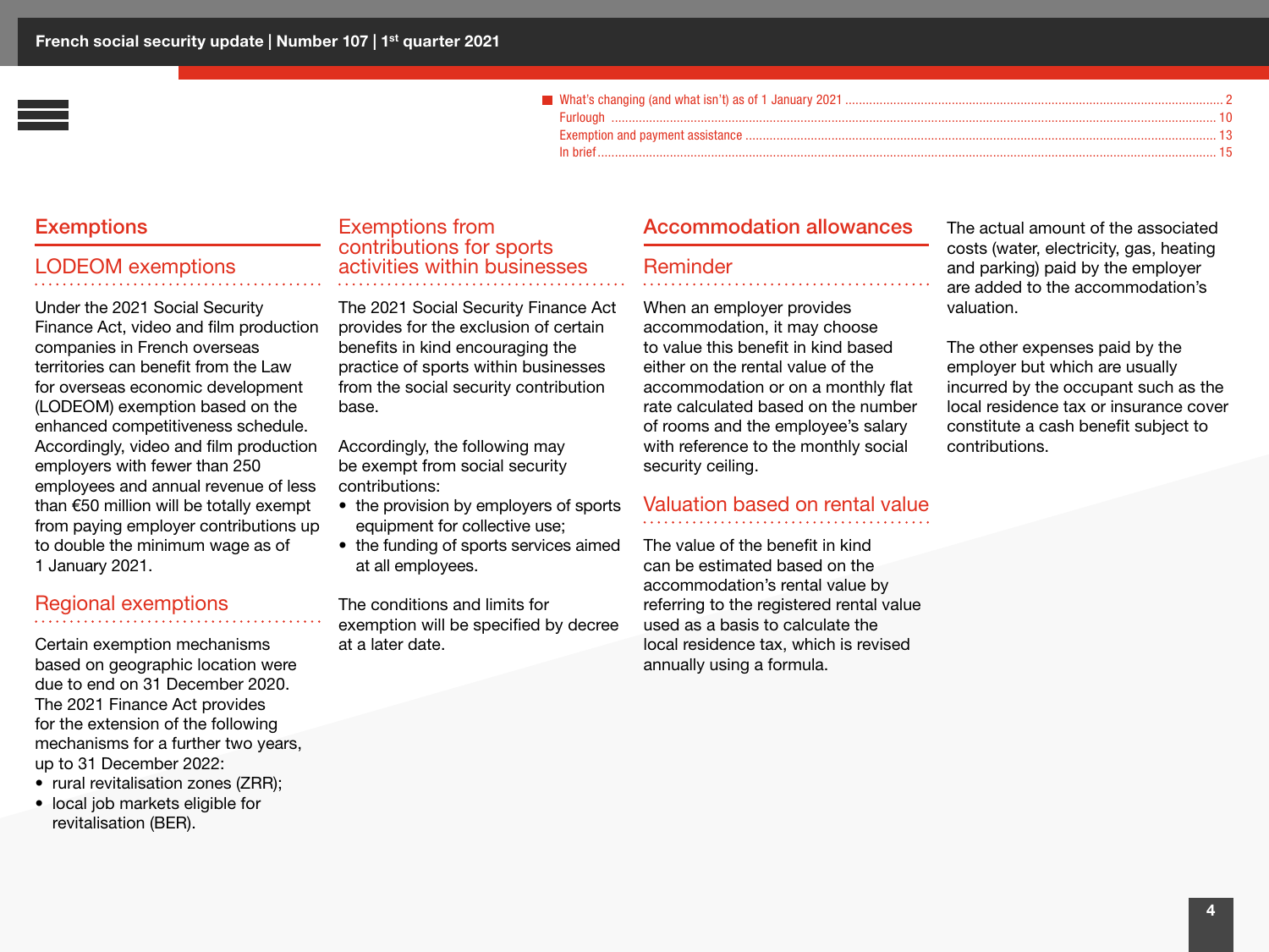- What's changing (and what isn't) as of 1 January 2021 ........ 2
- Furlough ........ 10
- Exemption and payment assistance ........ 13
- In brief ........ 15

## Exemptions

### LODEOM exemptions

Under the 2021 Social Security Finance Act, video and film production companies in French overseas territories can benefit from the Law for overseas economic development (LODEOM) exemption based on the enhanced competitiveness schedule. Accordingly, video and film production employers with fewer than 250 employees and annual revenue of less than €50 million will be totally exempt from paying employer contributions up to double the minimum wage as of 1 January 2021.

### Regional exemptions

Certain exemption mechanisms based on geographic location were due to end on 31 December 2020. The 2021 Finance Act provides for the extension of the following mechanisms for a further two years, up to 31 December 2022:

- rural revitalisation zones (ZRR);
- local job markets eligible for revitalisation (BER).

### Exemptions from contributions for sports activities within businesses

The 2021 Social Security Finance Act provides for the exclusion of certain benefits in kind encouraging the practice of sports within businesses from the social security contribution base.

Accordingly, the following may be exempt from social security contributions:

- the provision by employers of sports equipment for collective use;
- the funding of sports services aimed at all employees.

The conditions and limits for exemption will be specified by decree at a later date.

## Accommodation allowances

### Reminder

When an employer provides accommodation, it may choose to value this benefit in kind based either on the rental value of the accommodation or on a monthly flat rate calculated based on the number of rooms and the employee's salary with reference to the monthly social security ceiling.

### Valuation based on rental value

The value of the benefit in kind can be estimated based on the accommodation's rental value by referring to the registered rental value used as a basis to calculate the local residence tax, which is revised annually using a formula.

The actual amount of the associated costs (water, electricity, gas, heating and parking) paid by the employer are added to the accommodation's valuation.

The other expenses paid by the employer but which are usually incurred by the occupant such as the local residence tax or insurance cover constitute a cash benefit subject to contributions.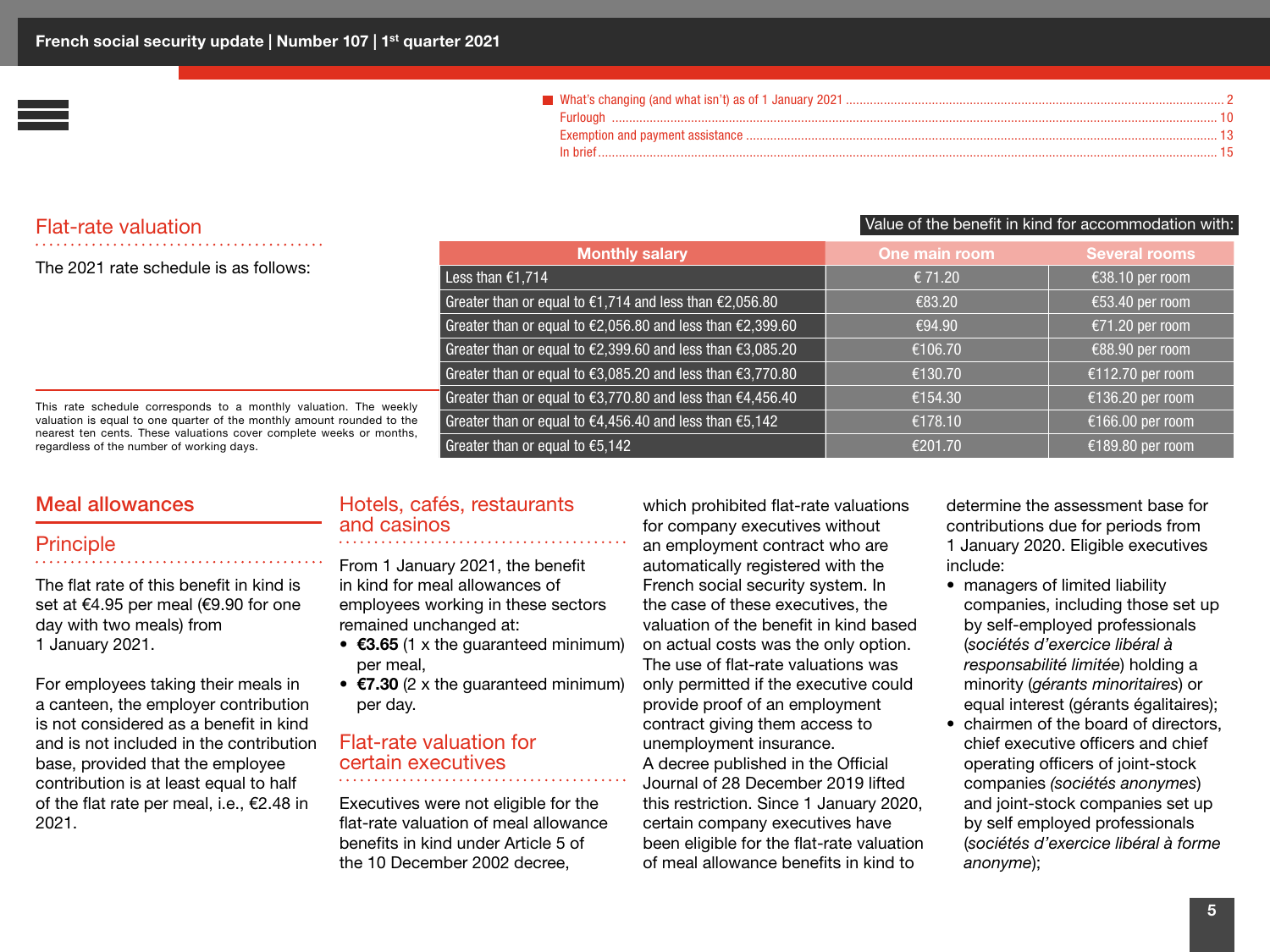- What's changing (and what isn't) as of 1 January 2021 ..... 2
- Furlough ..... 10
- Exemption and payment assistance ..... 13
- In brief ..... 15

## Flat-rate valuation

The 2021 rate schedule is as follows:

| Monthly salary | Value of the benefit in kind for accommodation with: One main room | Several rooms |
|---|---|---|
| Less than €1,714 | € 71.20 | €38.10 per room |
| Greater than or equal to €1,714 and less than €2,056.80 | €83.20 | €53.40 per room |
| Greater than or equal to €2,056.80 and less than €2,399.60 | €94.90 | €71.20 per room |
| Greater than or equal to €2,399.60 and less than €3,085.20 | €106.70 | €88.90 per room |
| Greater than or equal to €3,085.20 and less than €3,770.80 | €130.70 | €112.70 per room |
| Greater than or equal to €3,770.80 and less than €4,456.40 | €154.30 | €136.20 per room |
| Greater than or equal to €4,456.40 and less than €5,142 | €178.10 | €166.00 per room |
| Greater than or equal to €5,142 | €201.70 | €189.80 per room |

This rate schedule corresponds to a monthly valuation. The weekly valuation is equal to one quarter of the monthly amount rounded to the nearest ten cents. These valuations cover complete weeks or months, regardless of the number of working days.

## Meal allowances

### Principle

The flat rate of this benefit in kind is set at €4.95 per meal (€9.90 for one day with two meals) from 1 January 2021.

For employees taking their meals in a canteen, the employer contribution is not considered as a benefit in kind and is not included in the contribution base, provided that the employee contribution is at least equal to half of the flat rate per meal, i.e., €2.48 in 2021.

### Hotels, cafés, restaurants and casinos

From 1 January 2021, the benefit in kind for meal allowances of employees working in these sectors remained unchanged at:

- **€3.65** (1 x the guaranteed minimum) per meal,
- **€7.30** (2 x the guaranteed minimum) per day.

### Flat-rate valuation for certain executives

Executives were not eligible for the flat-rate valuation of meal allowance benefits in kind under Article 5 of the 10 December 2002 decree, which prohibited flat-rate valuations for company executives without an employment contract who are automatically registered with the French social security system. In the case of these executives, the valuation of the benefit in kind based on actual costs was the only option. The use of flat-rate valuations was only permitted if the executive could provide proof of an employment contract giving them access to unemployment insurance.
A decree published in the Official Journal of 28 December 2019 lifted this restriction. Since 1 January 2020, certain company executives have been eligible for the flat-rate valuation of meal allowance benefits in kind to determine the assessment base for contributions due for periods from 1 January 2020. Eligible executives include:

- managers of limited liability companies, including those set up by self-employed professionals (*sociétés d'exercice libéral à responsabilité limitée*) holding a minority (*gérants minoritaires*) or equal interest (gérants égalitaires);
- chairmen of the board of directors, chief executive officers and chief operating officers of joint-stock companies *(sociétés anonymes)* and joint-stock companies set up by self employed professionals (*sociétés d'exercice libéral à forme anonyme*);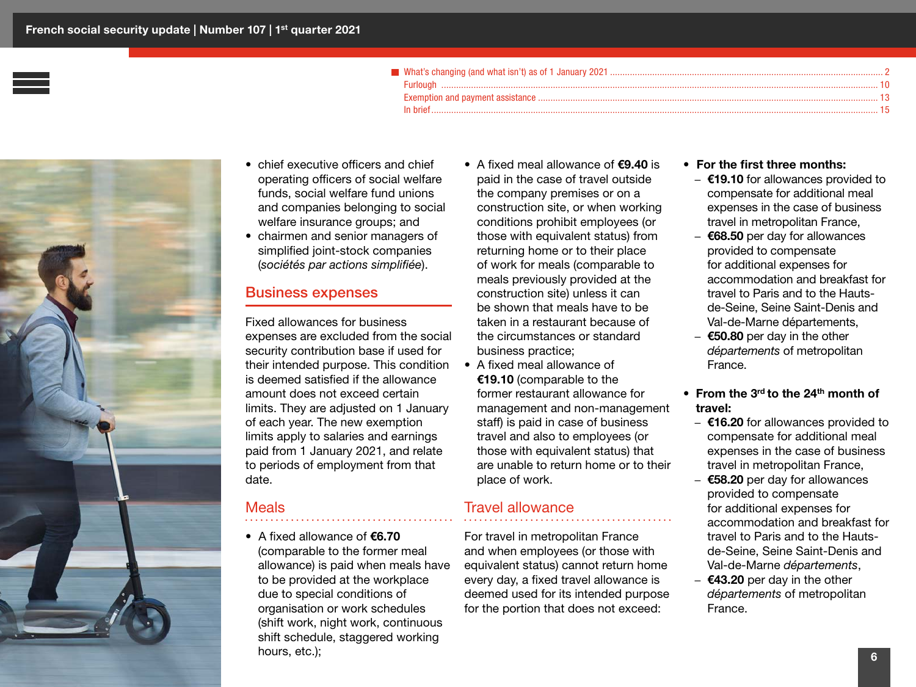- chief executive officers and chief operating officers of social welfare funds, social welfare fund unions and companies belonging to social welfare insurance groups; and
- chairmen and senior managers of simplified joint-stock companies (*sociétés par actions simplifiée*).

## Business expenses

Fixed allowances for business expenses are excluded from the social security contribution base if used for their intended purpose. This condition is deemed satisfied if the allowance amount does not exceed certain limits. They are adjusted on 1 January of each year. The new exemption limits apply to salaries and earnings paid from 1 January 2021, and relate to periods of employment from that date.

### Meals

- A fixed allowance of **€6.70** (comparable to the former meal allowance) is paid when meals have to be provided at the workplace due to special conditions of organisation or work schedules (shift work, night work, continuous shift schedule, staggered working hours, etc.);
- A fixed meal allowance of **€9.40** is paid in the case of travel outside the company premises or on a construction site, or when working conditions prohibit employees (or those with equivalent status) from returning home or to their place of work for meals (comparable to meals previously provided at the construction site) unless it can be shown that meals have to be taken in a restaurant because of the circumstances or standard business practice;
- A fixed meal allowance of **€19.10** (comparable to the former restaurant allowance for management and non-management staff) is paid in case of business travel and also to employees (or those with equivalent status) that are unable to return home or to their place of work.

### Travel allowance

For travel in metropolitan France and when employees (or those with equivalent status) cannot return home every day, a fixed travel allowance is deemed used for its intended purpose for the portion that does not exceed:

- **For the first three months:**
  - **€19.10** for allowances provided to compensate for additional meal expenses in the case of business travel in metropolitan France,
  - **€68.50** per day for allowances provided to compensate for additional expenses for accommodation and breakfast for travel to Paris and to the Hauts-de-Seine, Seine Saint-Denis and Val-de-Marne départements,
  - **€50.80** per day in the other *départements* of metropolitan France.
- **From the 3rd to the 24th month of travel:**
  - **€16.20** for allowances provided to compensate for additional meal expenses in the case of business travel in metropolitan France,
  - **€58.20** per day for allowances provided to compensate for additional expenses for accommodation and breakfast for travel to Paris and to the Hauts-de-Seine, Seine Saint-Denis and Val-de-Marne *départements*,
  - **€43.20** per day in the other *départements* of metropolitan France.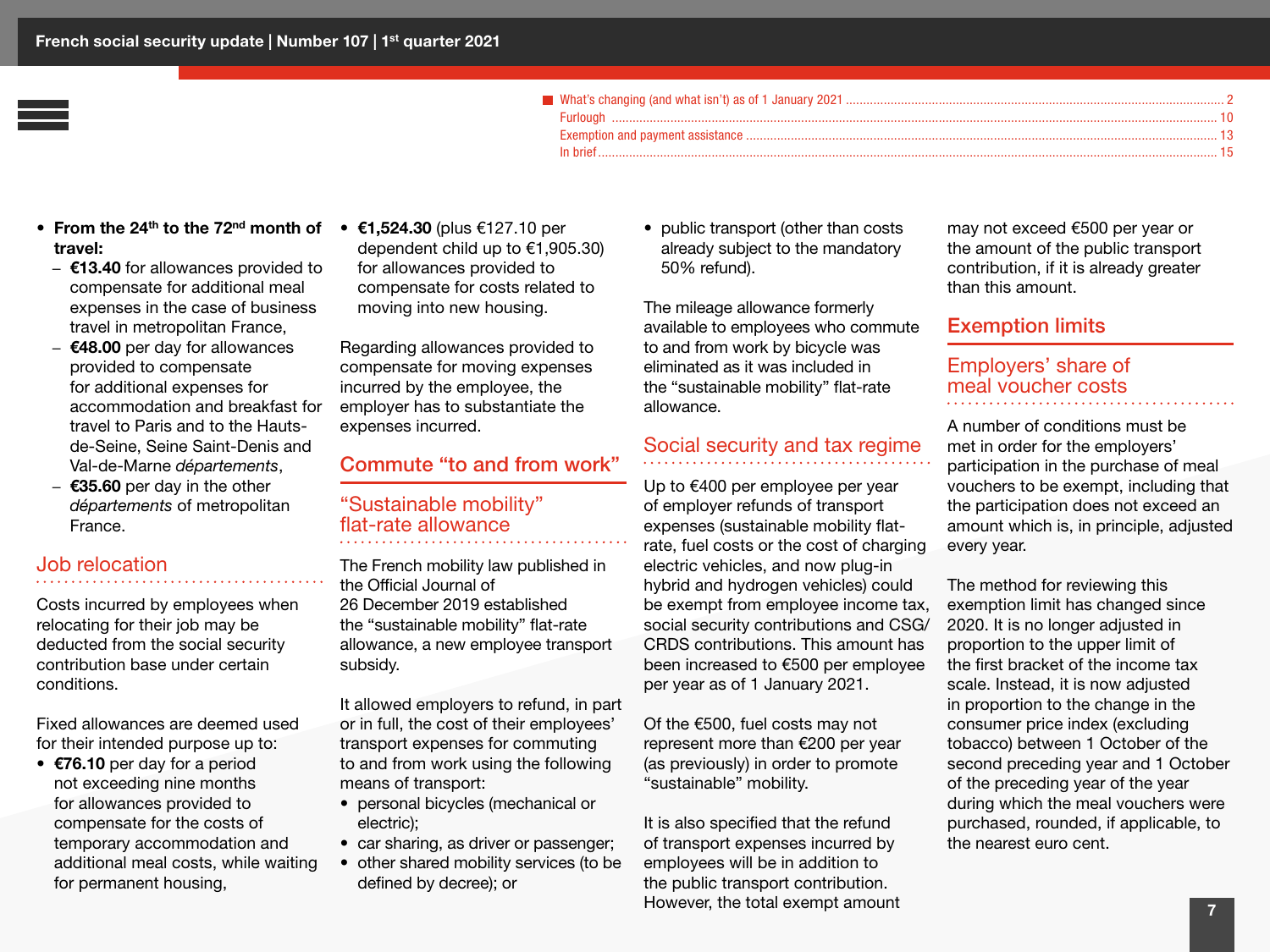- **From the 24th to the 72nd month of travel:**
  - **€13.40** for allowances provided to compensate for additional meal expenses in the case of business travel in metropolitan France,
  - **€48.00** per day for allowances provided to compensate for additional expenses for accommodation and breakfast for travel to Paris and to the Hauts-de-Seine, Seine Saint-Denis and Val-de-Marne *départements*,
  - **€35.60** per day in the other *départements* of metropolitan France.

## Job relocation

Costs incurred by employees when relocating for their job may be deducted from the social security contribution base under certain conditions.

Fixed allowances are deemed used for their intended purpose up to:

- **€76.10** per day for a period not exceeding nine months for allowances provided to compensate for the costs of temporary accommodation and additional meal costs, while waiting for permanent housing,
- **€1,524.30** (plus €127.10 per dependent child up to €1,905.30) for allowances provided to compensate for costs related to moving into new housing.

Regarding allowances provided to compensate for moving expenses incurred by the employee, the employer has to substantiate the expenses incurred.

# Commute "to and from work"

## "Sustainable mobility" flat-rate allowance

The French mobility law published in the Official Journal of 26 December 2019 established the "sustainable mobility" flat-rate allowance, a new employee transport subsidy.

It allowed employers to refund, in part or in full, the cost of their employees' transport expenses for commuting to and from work using the following means of transport:

- personal bicycles (mechanical or electric);
- car sharing, as driver or passenger;
- other shared mobility services (to be defined by decree); or
- public transport (other than costs already subject to the mandatory 50% refund).

The mileage allowance formerly available to employees who commute to and from work by bicycle was eliminated as it was included in the "sustainable mobility" flat-rate allowance.

## Social security and tax regime

Up to €400 per employee per year of employer refunds of transport expenses (sustainable mobility flat-rate, fuel costs or the cost of charging electric vehicles, and now plug-in hybrid and hydrogen vehicles) could be exempt from employee income tax, social security contributions and CSG/CRDS contributions. This amount has been increased to €500 per employee per year as of 1 January 2021.

Of the €500, fuel costs may not represent more than €200 per year (as previously) in order to promote "sustainable" mobility.

It is also specified that the refund of transport expenses incurred by employees will be in addition to the public transport contribution. However, the total exempt amount may not exceed €500 per year or the amount of the public transport contribution, if it is already greater than this amount.

# Exemption limits

## Employers' share of meal voucher costs

A number of conditions must be met in order for the employers' participation in the purchase of meal vouchers to be exempt, including that the participation does not exceed an amount which is, in principle, adjusted every year.

The method for reviewing this exemption limit has changed since 2020. It is no longer adjusted in proportion to the upper limit of the first bracket of the income tax scale. Instead, it is now adjusted in proportion to the change in the consumer price index (excluding tobacco) between 1 October of the second preceding year and 1 October of the preceding year of the year during which the meal vouchers were purchased, rounded, if applicable, to the nearest euro cent.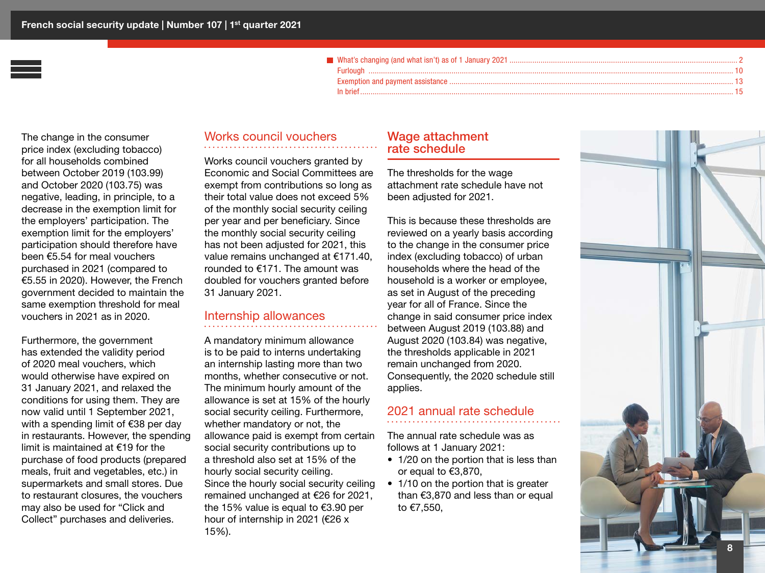- What's changing (and what isn't) as of 1 January 2021 ..... 2
- Furlough ..... 10
- Exemption and payment assistance ..... 13
- In brief ..... 15

The change in the consumer price index (excluding tobacco) for all households combined between October 2019 (103.99) and October 2020 (103.75) was negative, leading, in principle, to a decrease in the exemption limit for the employers' participation. The exemption limit for the employers' participation should therefore have been €5.54 for meal vouchers purchased in 2021 (compared to €5.55 in 2020). However, the French government decided to maintain the same exemption threshold for meal vouchers in 2021 as in 2020.

Furthermore, the government has extended the validity period of 2020 meal vouchers, which would otherwise have expired on 31 January 2021, and relaxed the conditions for using them. They are now valid until 1 September 2021, with a spending limit of €38 per day in restaurants. However, the spending limit is maintained at €19 for the purchase of food products (prepared meals, fruit and vegetables, etc.) in supermarkets and small stores. Due to restaurant closures, the vouchers may also be used for "Click and Collect" purchases and deliveries.

## Works council vouchers

Works council vouchers granted by Economic and Social Committees are exempt from contributions so long as their total value does not exceed 5% of the monthly social security ceiling per year and per beneficiary. Since the monthly social security ceiling has not been adjusted for 2021, this value remains unchanged at €171.40, rounded to €171. The amount was doubled for vouchers granted before 31 January 2021.

## Internship allowances

A mandatory minimum allowance is to be paid to interns undertaking an internship lasting more than two months, whether consecutive or not. The minimum hourly amount of the allowance is set at 15% of the hourly social security ceiling. Furthermore, whether mandatory or not, the allowance paid is exempt from certain social security contributions up to a threshold also set at 15% of the hourly social security ceiling.
Since the hourly social security ceiling remained unchanged at €26 for 2021, the 15% value is equal to €3.90 per hour of internship in 2021 (€26 x 15%).

# Wage attachment rate schedule

The thresholds for the wage attachment rate schedule have not been adjusted for 2021.

This is because these thresholds are reviewed on a yearly basis according to the change in the consumer price index (excluding tobacco) of urban households where the head of the household is a worker or employee, as set in August of the preceding year for all of France. Since the change in said consumer price index between August 2019 (103.88) and August 2020 (103.84) was negative, the thresholds applicable in 2021 remain unchanged from 2020. Consequently, the 2020 schedule still applies.

## 2021 annual rate schedule

The annual rate schedule was as follows at 1 January 2021:

- 1/20 on the portion that is less than or equal to €3,870,
- 1/10 on the portion that is greater than €3,870 and less than or equal to €7,550,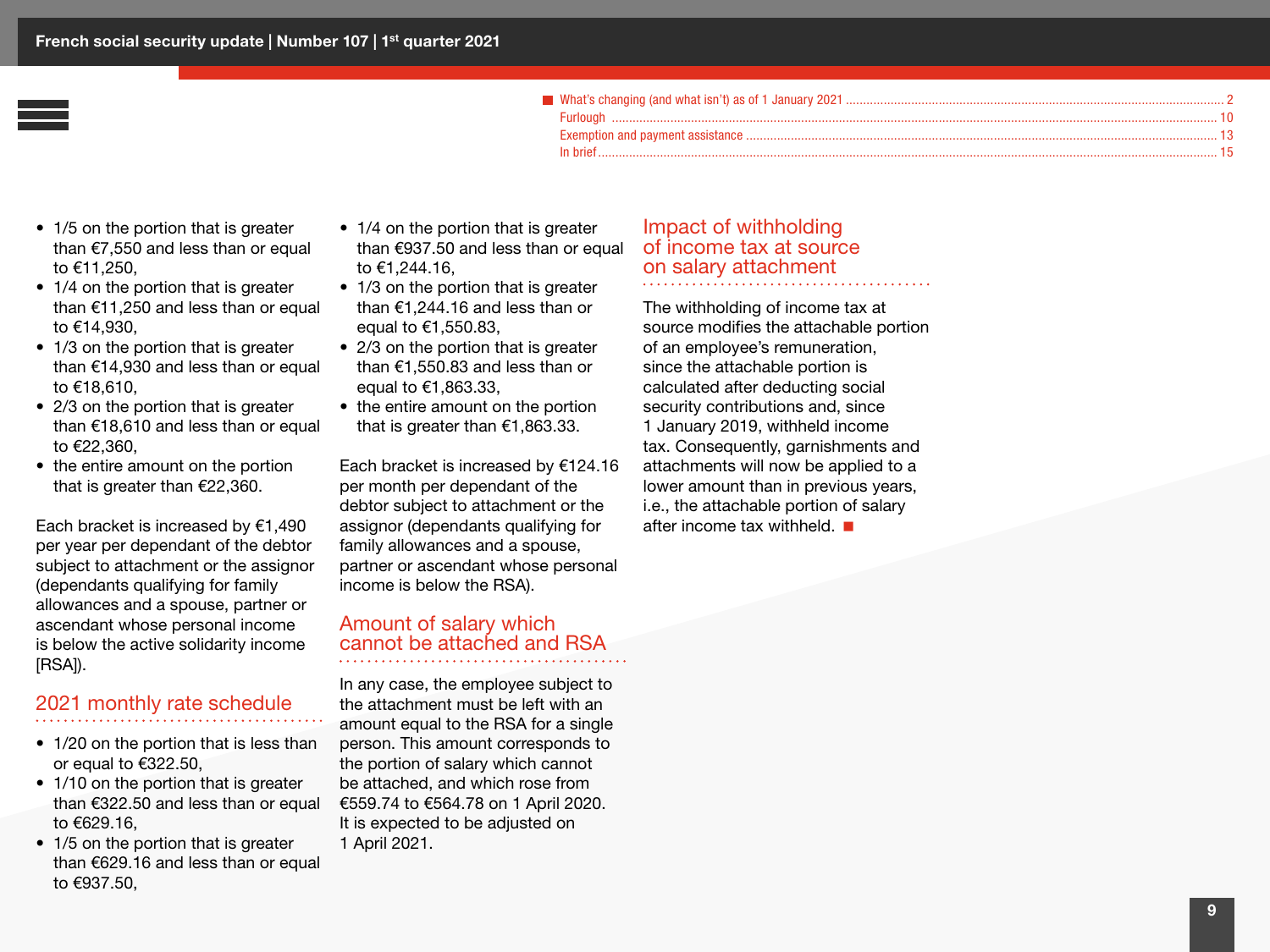- 1/5 on the portion that is greater than €7,550 and less than or equal to €11,250,
- 1/4 on the portion that is greater than €11,250 and less than or equal to €14,930,
- 1/3 on the portion that is greater than €14,930 and less than or equal to €18,610,
- 2/3 on the portion that is greater than €18,610 and less than or equal to €22,360,
- the entire amount on the portion that is greater than €22,360.

Each bracket is increased by €1,490 per year per dependant of the debtor subject to attachment or the assignor (dependants qualifying for family allowances and a spouse, partner or ascendant whose personal income is below the active solidarity income [RSA]).

## 2021 monthly rate schedule

- 1/20 on the portion that is less than or equal to €322.50,
- 1/10 on the portion that is greater than €322.50 and less than or equal to €629.16,
- 1/5 on the portion that is greater than €629.16 and less than or equal to €937.50,
- 1/4 on the portion that is greater than €937.50 and less than or equal to €1,244.16,
- 1/3 on the portion that is greater than €1,244.16 and less than or equal to €1,550.83,
- 2/3 on the portion that is greater than €1,550.83 and less than or equal to €1,863.33,
- the entire amount on the portion that is greater than €1,863.33.

Each bracket is increased by €124.16 per month per dependant of the debtor subject to attachment or the assignor (dependants qualifying for family allowances and a spouse, partner or ascendant whose personal income is below the RSA).

## Amount of salary which cannot be attached and RSA

In any case, the employee subject to the attachment must be left with an amount equal to the RSA for a single person. This amount corresponds to the portion of salary which cannot be attached, and which rose from €559.74 to €564.78 on 1 April 2020. It is expected to be adjusted on 1 April 2021.

## Impact of withholding of income tax at source on salary attachment

The withholding of income tax at source modifies the attachable portion of an employee's remuneration, since the attachable portion is calculated after deducting social security contributions and, since 1 January 2019, withheld income tax. Consequently, garnishments and attachments will now be applied to a lower amount than in previous years, i.e., the attachable portion of salary after income tax withheld.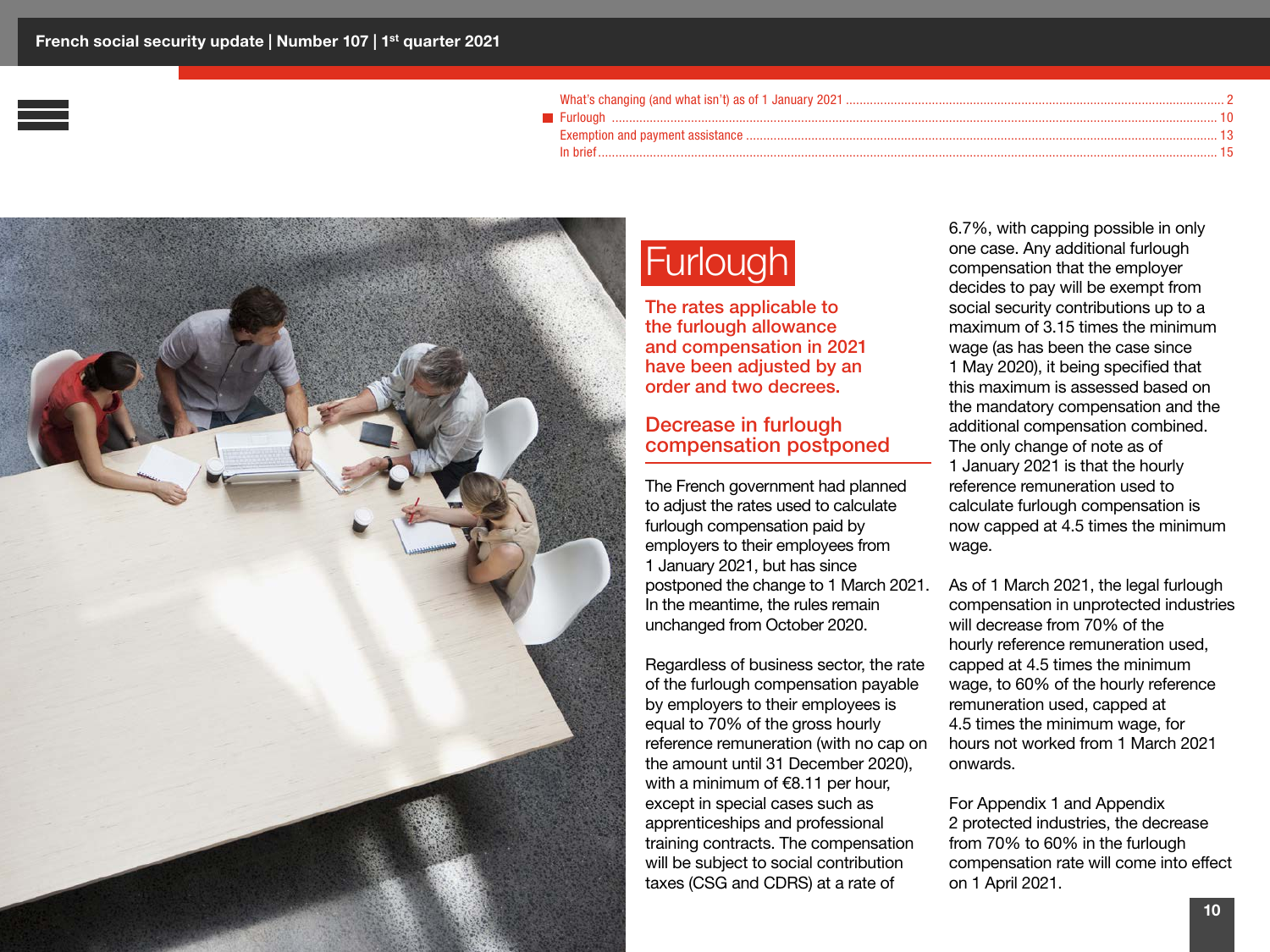What's changing (and what isn't) as of 1 January 2021 ........ 2
Furlough ........ 10
Exemption and payment assistance ........ 13
In brief ........ 15

# Furlough

**The rates applicable to the furlough allowance and compensation in 2021 have been adjusted by an order and two decrees.**

## Decrease in furlough compensation postponed

The French government had planned to adjust the rates used to calculate furlough compensation paid by employers to their employees from 1 January 2021, but has since postponed the change to 1 March 2021. In the meantime, the rules remain unchanged from October 2020.

Regardless of business sector, the rate of the furlough compensation payable by employers to their employees is equal to 70% of the gross hourly reference remuneration (with no cap on the amount until 31 December 2020), with a minimum of €8.11 per hour, except in special cases such as apprenticeships and professional training contracts. The compensation will be subject to social contribution taxes (CSG and CDRS) at a rate of 6.7%, with capping possible in only one case. Any additional furlough compensation that the employer decides to pay will be exempt from social security contributions up to a maximum of 3.15 times the minimum wage (as has been the case since 1 May 2020), it being specified that this maximum is assessed based on the mandatory compensation and the additional compensation combined. The only change of note as of 1 January 2021 is that the hourly reference remuneration used to calculate furlough compensation is now capped at 4.5 times the minimum wage.

As of 1 March 2021, the legal furlough compensation in unprotected industries will decrease from 70% of the hourly reference remuneration used, capped at 4.5 times the minimum wage, to 60% of the hourly reference remuneration used, capped at 4.5 times the minimum wage, for hours not worked from 1 March 2021 onwards.

For Appendix 1 and Appendix 2 protected industries, the decrease from 70% to 60% in the furlough compensation rate will come into effect on 1 April 2021.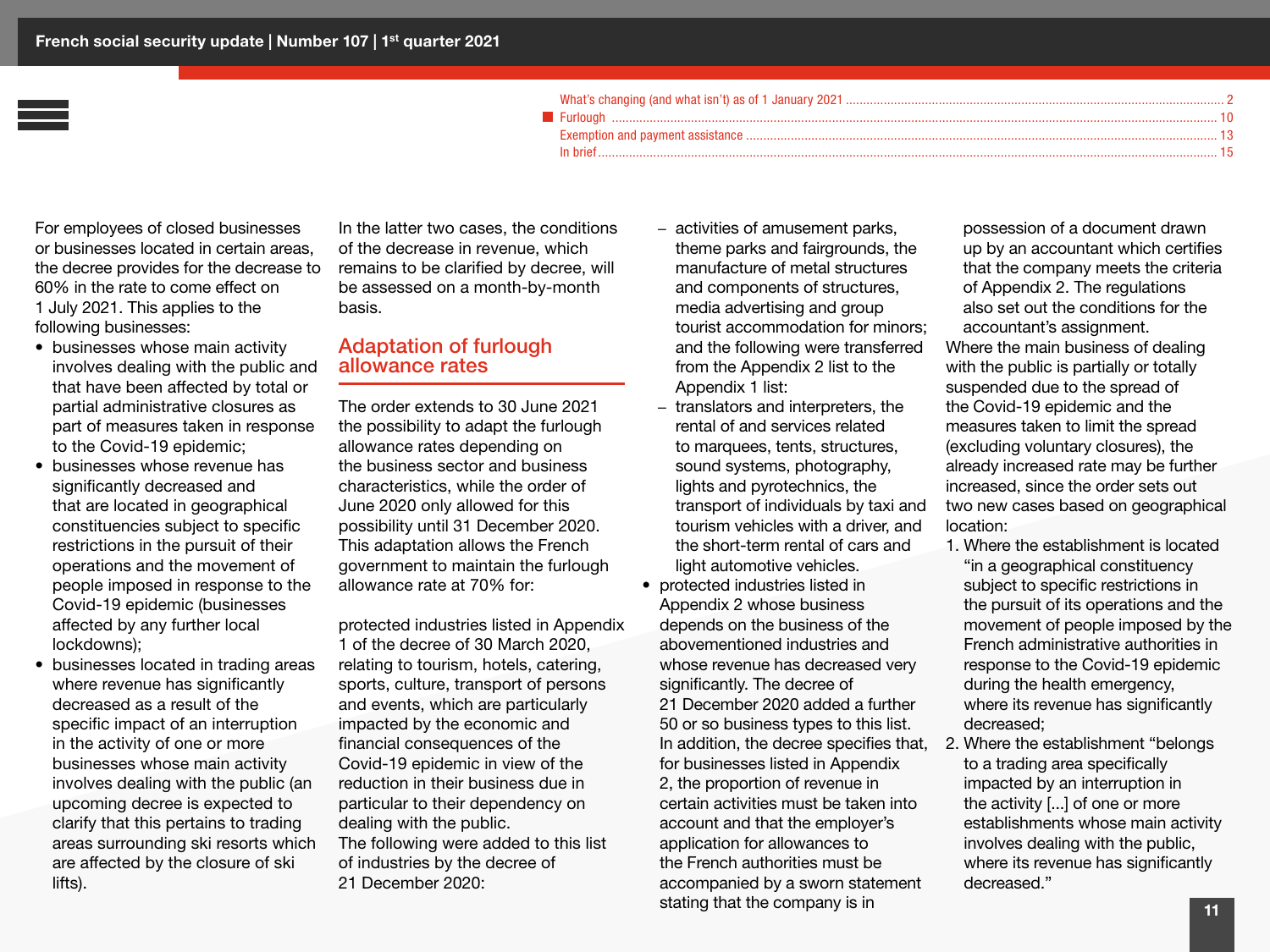For employees of closed businesses or businesses located in certain areas, the decree provides for the decrease to 60% in the rate to come effect on 1 July 2021. This applies to the following businesses:

- businesses whose main activity involves dealing with the public and that have been affected by total or partial administrative closures as part of measures taken in response to the Covid-19 epidemic;
- businesses whose revenue has significantly decreased and that are located in geographical constituencies subject to specific restrictions in the pursuit of their operations and the movement of people imposed in response to the Covid-19 epidemic (businesses affected by any further local lockdowns);
- businesses located in trading areas where revenue has significantly decreased as a result of the specific impact of an interruption in the activity of one or more businesses whose main activity involves dealing with the public (an upcoming decree is expected to clarify that this pertains to trading areas surrounding ski resorts which are affected by the closure of ski lifts).

In the latter two cases, the conditions of the decrease in revenue, which remains to be clarified by decree, will be assessed on a month-by-month basis.

## Adaptation of furlough allowance rates

The order extends to 30 June 2021 the possibility to adapt the furlough allowance rates depending on the business sector and business characteristics, while the order of June 2020 only allowed for this possibility until 31 December 2020. This adaptation allows the French government to maintain the furlough allowance rate at 70% for:

protected industries listed in Appendix 1 of the decree of 30 March 2020, relating to tourism, hotels, catering, sports, culture, transport of persons and events, which are particularly impacted by the economic and financial consequences of the Covid-19 epidemic in view of the reduction in their business due in particular to their dependency on dealing with the public.
The following were added to this list of industries by the decree of 21 December 2020:

- activities of amusement parks, theme parks and fairgrounds, the manufacture of metal structures and components of structures, media advertising and group tourist accommodation for minors; and the following were transferred from the Appendix 2 list to the Appendix 1 list:
- translators and interpreters, the rental of and services related to marquees, tents, structures, sound systems, photography, lights and pyrotechnics, the transport of individuals by taxi and tourism vehicles with a driver, and the short-term rental of cars and light automotive vehicles.

- protected industries listed in Appendix 2 whose business depends on the business of the abovementioned industries and whose revenue has decreased very significantly. The decree of 21 December 2020 added a further 50 or so business types to this list. In addition, the decree specifies that, for businesses listed in Appendix 2, the proportion of revenue in certain activities must be taken into account and that the employer's application for allowances to the French authorities must be accompanied by a sworn statement stating that the company is in possession of a document drawn up by an accountant which certifies that the company meets the criteria of Appendix 2. The regulations also set out the conditions for the accountant's assignment.

Where the main business of dealing with the public is partially or totally suspended due to the spread of the Covid-19 epidemic and the measures taken to limit the spread (excluding voluntary closures), the already increased rate may be further increased, since the order sets out two new cases based on geographical location:

1. Where the establishment is located "in a geographical constituency subject to specific restrictions in the pursuit of its operations and the movement of people imposed by the French administrative authorities in response to the Covid-19 epidemic during the health emergency, where its revenue has significantly decreased;
2. Where the establishment "belongs to a trading area specifically impacted by an interruption in the activity [...] of one or more establishments whose main activity involves dealing with the public, where its revenue has significantly decreased."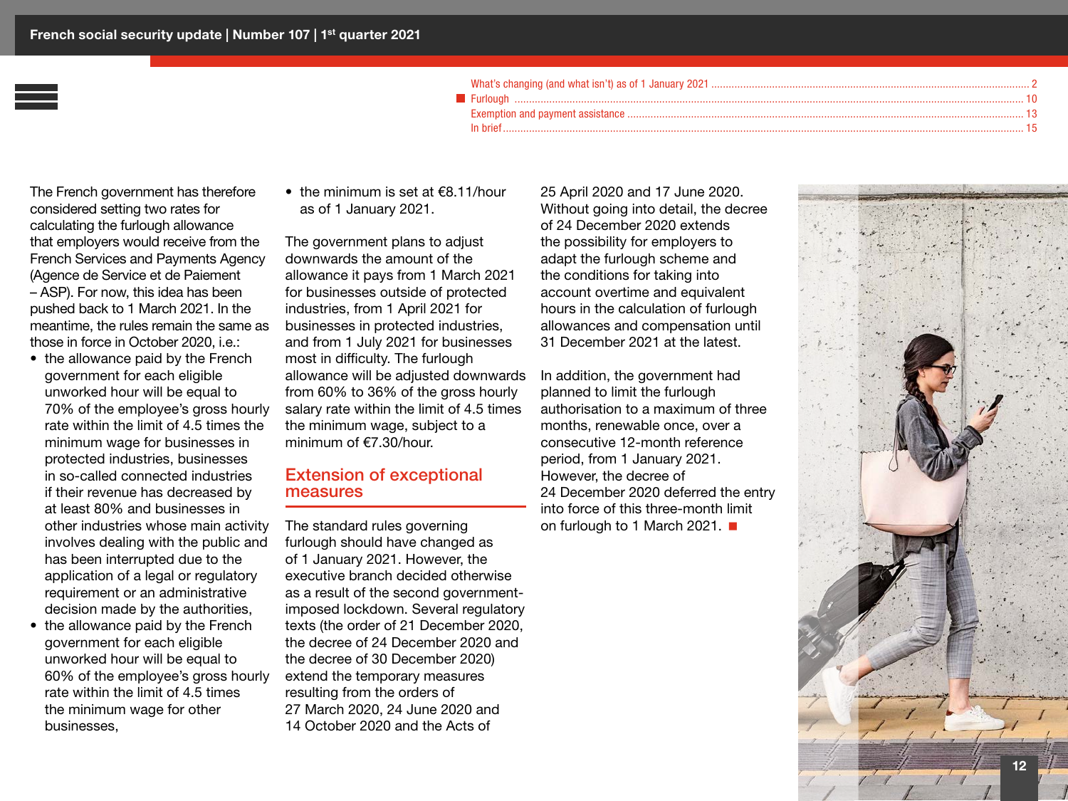The French government has therefore considered setting two rates for calculating the furlough allowance that employers would receive from the French Services and Payments Agency (Agence de Service et de Paiement – ASP). For now, this idea has been pushed back to 1 March 2021. In the meantime, the rules remain the same as those in force in October 2020, i.e.:

- the allowance paid by the French government for each eligible unworked hour will be equal to 70% of the employee's gross hourly rate within the limit of 4.5 times the minimum wage for businesses in protected industries, businesses in so-called connected industries if their revenue has decreased by at least 80% and businesses in other industries whose main activity involves dealing with the public and has been interrupted due to the application of a legal or regulatory requirement or an administrative decision made by the authorities,
- the allowance paid by the French government for each eligible unworked hour will be equal to 60% of the employee's gross hourly rate within the limit of 4.5 times the minimum wage for other businesses,
- the minimum is set at €8.11/hour as of 1 January 2021.

The government plans to adjust downwards the amount of the allowance it pays from 1 March 2021 for businesses outside of protected industries, from 1 April 2021 for businesses in protected industries, and from 1 July 2021 for businesses most in difficulty. The furlough allowance will be adjusted downwards from 60% to 36% of the gross hourly salary rate within the limit of 4.5 times the minimum wage, subject to a minimum of €7.30/hour.

## Extension of exceptional measures

The standard rules governing furlough should have changed as of 1 January 2021. However, the executive branch decided otherwise as a result of the second government-imposed lockdown. Several regulatory texts (the order of 21 December 2020, the decree of 24 December 2020 and the decree of 30 December 2020) extend the temporary measures resulting from the orders of 27 March 2020, 24 June 2020 and 14 October 2020 and the Acts of 25 April 2020 and 17 June 2020. Without going into detail, the decree of 24 December 2020 extends the possibility for employers to adapt the furlough scheme and the conditions for taking into account overtime and equivalent hours in the calculation of furlough allowances and compensation until 31 December 2021 at the latest.

In addition, the government had planned to limit the furlough authorisation to a maximum of three months, renewable once, over a consecutive 12-month reference period, from 1 January 2021. However, the decree of 24 December 2020 deferred the entry into force of this three-month limit on furlough to 1 March 2021. ■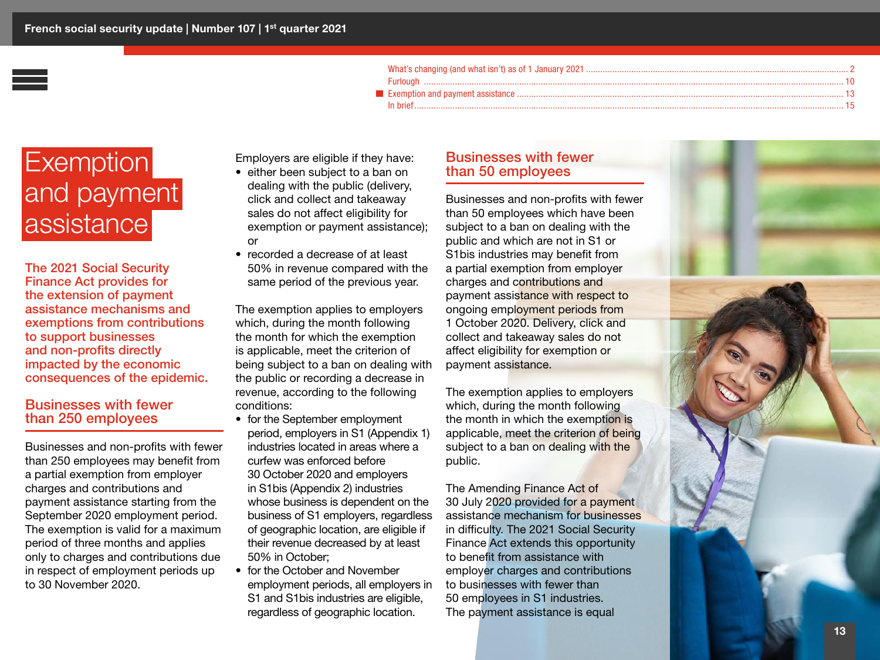# Exemption and payment assistance

**The 2021 Social Security Finance Act provides for the extension of payment assistance mechanisms and exemptions from contributions to support businesses and non-profits directly impacted by the economic consequences of the epidemic.**

## Businesses with fewer than 250 employees

Businesses and non-profits with fewer than 250 employees may benefit from a partial exemption from employer charges and contributions and payment assistance starting from the September 2020 employment period. The exemption is valid for a maximum period of three months and applies only to charges and contributions due in respect of employment periods up to 30 November 2020.

Employers are eligible if they have:

- either been subject to a ban on dealing with the public (delivery, click and collect and takeaway sales do not affect eligibility for exemption or payment assistance); or
- recorded a decrease of at least 50% in revenue compared with the same period of the previous year.

The exemption applies to employers which, during the month following the month for which the exemption is applicable, meet the criterion of being subject to a ban on dealing with the public or recording a decrease in revenue, according to the following conditions:

- for the September employment period, employers in S1 (Appendix 1) industries located in areas where a curfew was enforced before 30 October 2020 and employers in S1bis (Appendix 2) industries whose business is dependent on the business of S1 employers, regardless of geographic location, are eligible if their revenue decreased by at least 50% in October;
- for the October and November employment periods, all employers in S1 and S1bis industries are eligible, regardless of geographic location.

## Businesses with fewer than 50 employees

Businesses and non-profits with fewer than 50 employees which have been subject to a ban on dealing with the public and which are not in S1 or S1bis industries may benefit from a partial exemption from employer charges and contributions and payment assistance with respect to ongoing employment periods from 1 October 2020. Delivery, click and collect and takeaway sales do not affect eligibility for exemption or payment assistance.

The exemption applies to employers which, during the month following the month in which the exemption is applicable, meet the criterion of being subject to a ban on dealing with the public.

The Amending Finance Act of 30 July 2020 provided for a payment assistance mechanism for businesses in difficulty. The 2021 Social Security Finance Act extends this opportunity to benefit from assistance with employer charges and contributions to businesses with fewer than 50 employees in S1 industries. The payment assistance is equal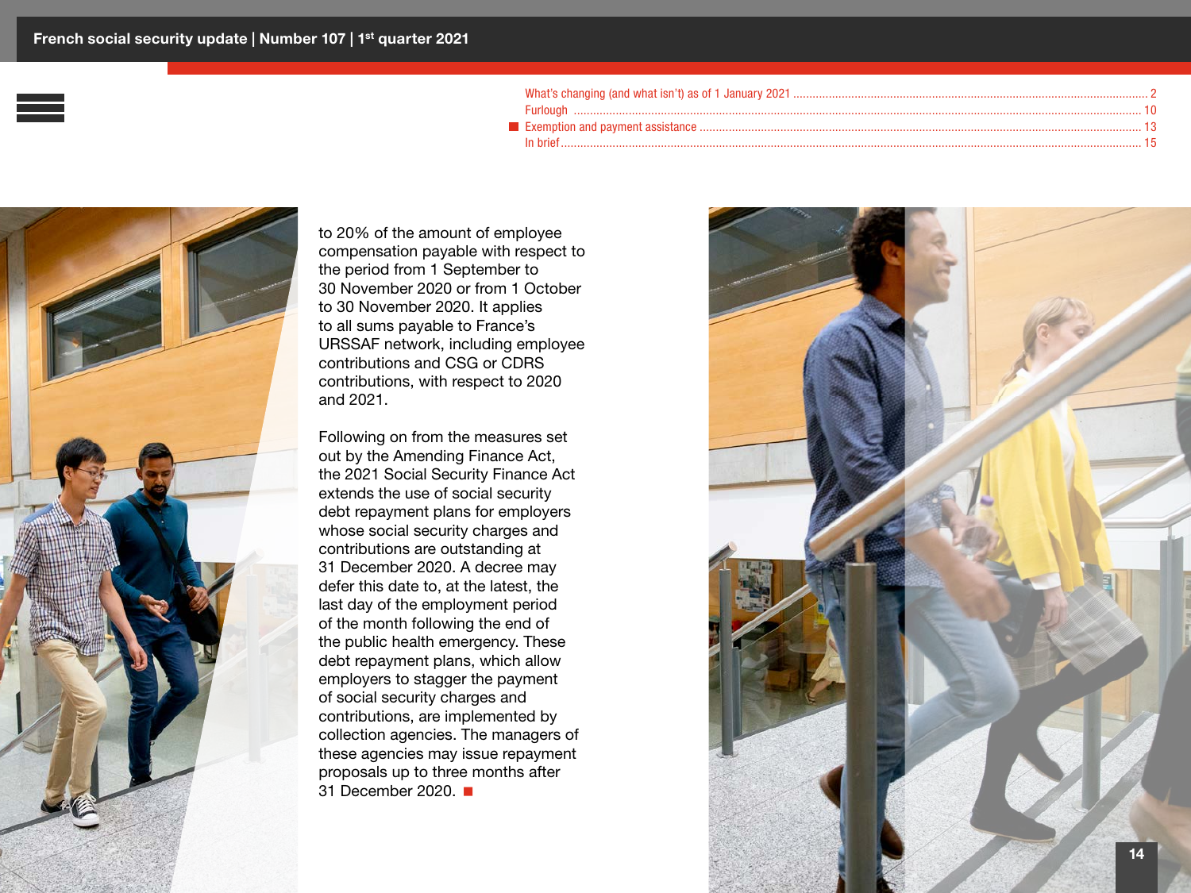to 20% of the amount of employee compensation payable with respect to the period from 1 September to 30 November 2020 or from 1 October to 30 November 2020. It applies to all sums payable to France's URSSAF network, including employee contributions and CSG or CDRS contributions, with respect to 2020 and 2021.

Following on from the measures set out by the Amending Finance Act, the 2021 Social Security Finance Act extends the use of social security debt repayment plans for employers whose social security charges and contributions are outstanding at 31 December 2020. A decree may defer this date to, at the latest, the last day of the employment period of the month following the end of the public health emergency. These debt repayment plans, which allow employers to stagger the payment of social security charges and contributions, are implemented by collection agencies. The managers of these agencies may issue repayment proposals up to three months after 31 December 2020. ■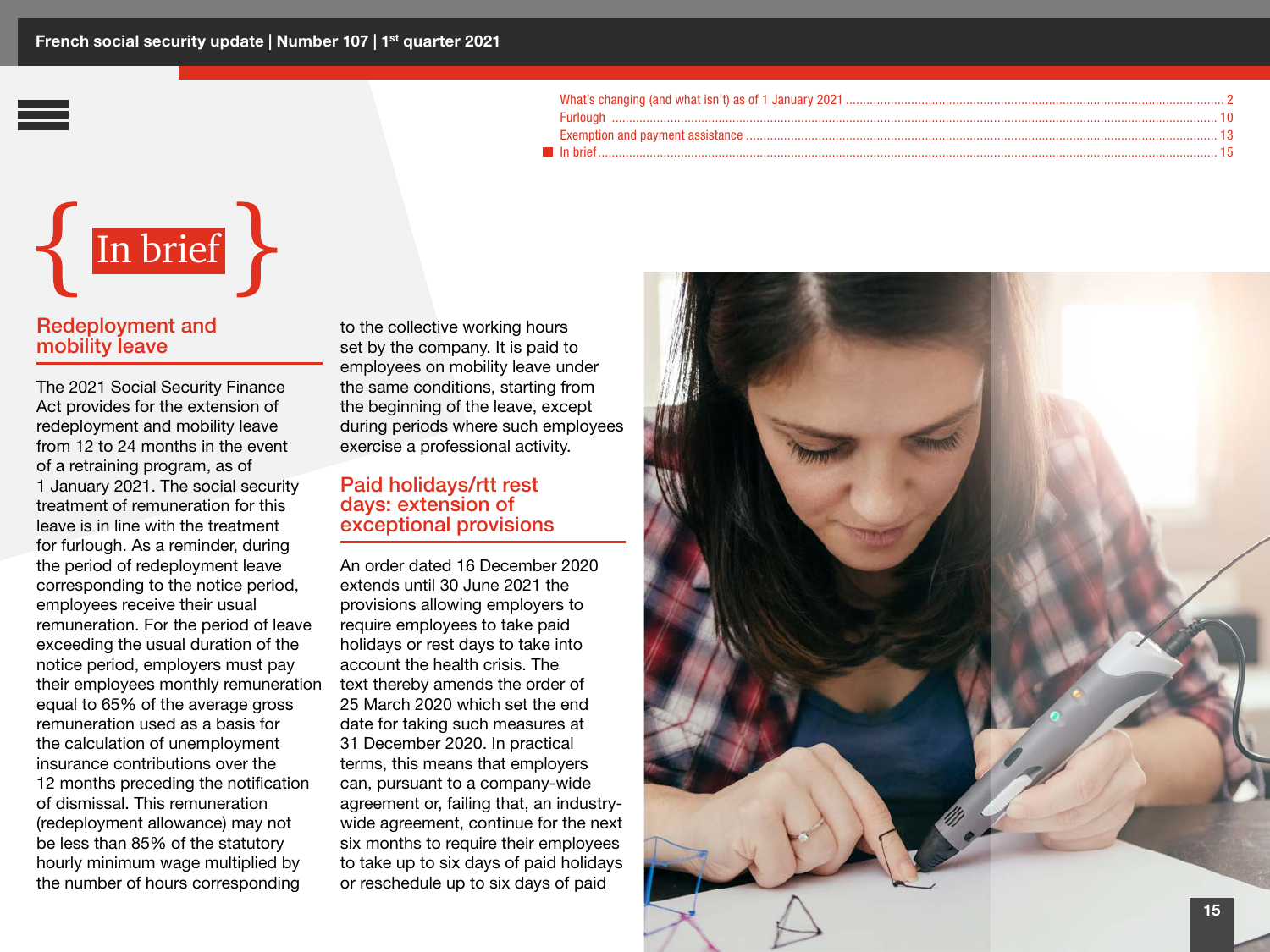What's changing (and what isn't) as of 1 January 2021 ..... 2
Furlough ..... 10
Exemption and payment assistance ..... 13
In brief ..... 15

# In brief

## Redeployment and mobility leave

The 2021 Social Security Finance Act provides for the extension of redeployment and mobility leave from 12 to 24 months in the event of a retraining program, as of 1 January 2021. The social security treatment of remuneration for this leave is in line with the treatment for furlough. As a reminder, during the period of redeployment leave corresponding to the notice period, employees receive their usual remuneration. For the period of leave exceeding the usual duration of the notice period, employers must pay their employees monthly remuneration equal to 65% of the average gross remuneration used as a basis for the calculation of unemployment insurance contributions over the 12 months preceding the notification of dismissal. This remuneration (redeployment allowance) may not be less than 85% of the statutory hourly minimum wage multiplied by the number of hours corresponding to the collective working hours set by the company. It is paid to employees on mobility leave under the same conditions, starting from the beginning of the leave, except during periods where such employees exercise a professional activity.

## Paid holidays/rtt rest days: extension of exceptional provisions

An order dated 16 December 2020 extends until 30 June 2021 the provisions allowing employers to require employees to take paid holidays or rest days to take into account the health crisis. The text thereby amends the order of 25 March 2020 which set the end date for taking such measures at 31 December 2020. In practical terms, this means that employers can, pursuant to a company-wide agreement or, failing that, an industry-wide agreement, continue for the next six months to require their employees to take up to six days of paid holidays or reschedule up to six days of paid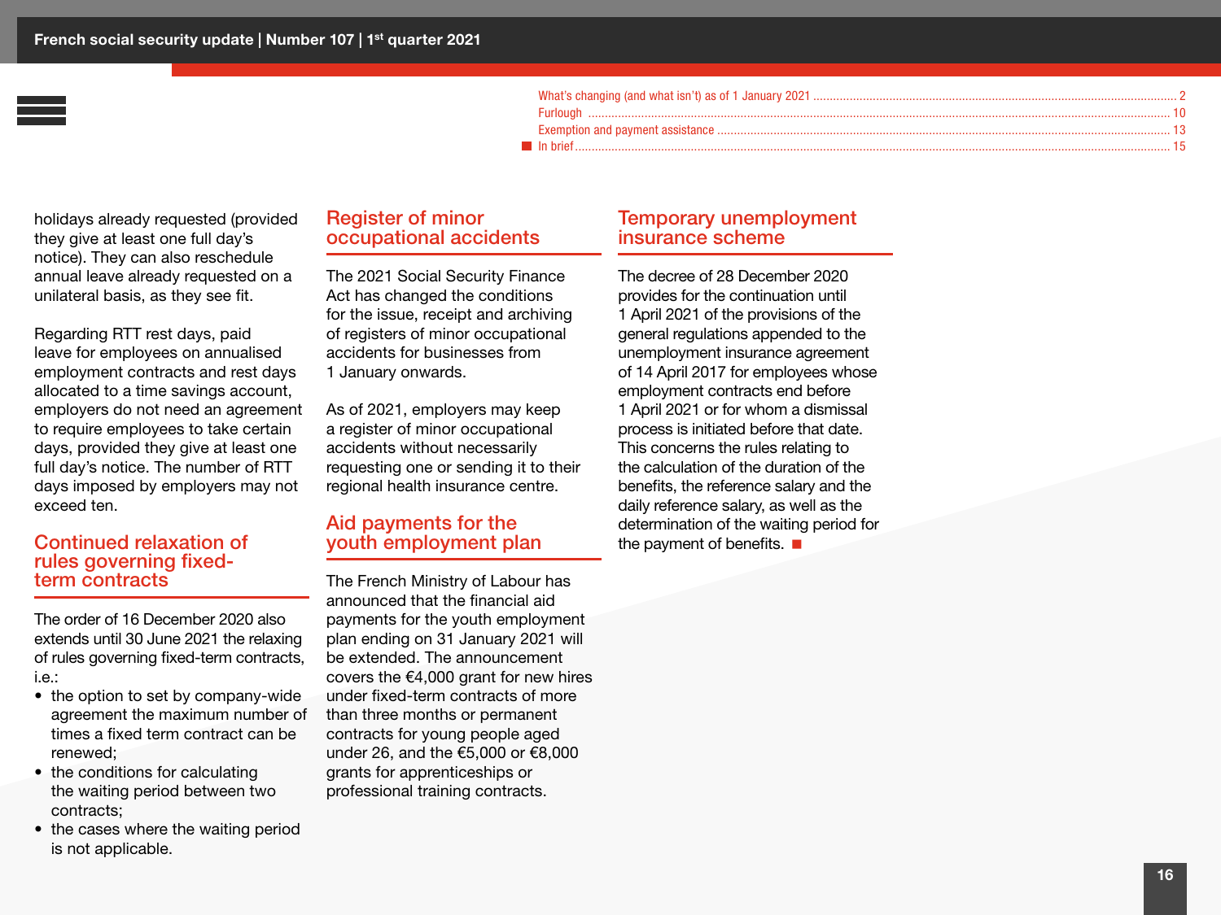holidays already requested (provided they give at least one full day's notice). They can also reschedule annual leave already requested on a unilateral basis, as they see fit.

Regarding RTT rest days, paid leave for employees on annualised employment contracts and rest days allocated to a time savings account, employers do not need an agreement to require employees to take certain days, provided they give at least one full day's notice. The number of RTT days imposed by employers may not exceed ten.

## Continued relaxation of rules governing fixed-term contracts

The order of 16 December 2020 also extends until 30 June 2021 the relaxing of rules governing fixed-term contracts, i.e.:

- the option to set by company-wide agreement the maximum number of times a fixed term contract can be renewed;
- the conditions for calculating the waiting period between two contracts;
- the cases where the waiting period is not applicable.

## Register of minor occupational accidents

The 2021 Social Security Finance Act has changed the conditions for the issue, receipt and archiving of registers of minor occupational accidents for businesses from 1 January onwards.

As of 2021, employers may keep a register of minor occupational accidents without necessarily requesting one or sending it to their regional health insurance centre.

## Aid payments for the youth employment plan

The French Ministry of Labour has announced that the financial aid payments for the youth employment plan ending on 31 January 2021 will be extended. The announcement covers the €4,000 grant for new hires under fixed-term contracts of more than three months or permanent contracts for young people aged under 26, and the €5,000 or €8,000 grants for apprenticeships or professional training contracts.

## Temporary unemployment insurance scheme

The decree of 28 December 2020 provides for the continuation until 1 April 2021 of the provisions of the general regulations appended to the unemployment insurance agreement of 14 April 2017 for employees whose employment contracts end before 1 April 2021 or for whom a dismissal process is initiated before that date. This concerns the rules relating to the calculation of the duration of the benefits, the reference salary and the daily reference salary, as well as the determination of the waiting period for the payment of benefits.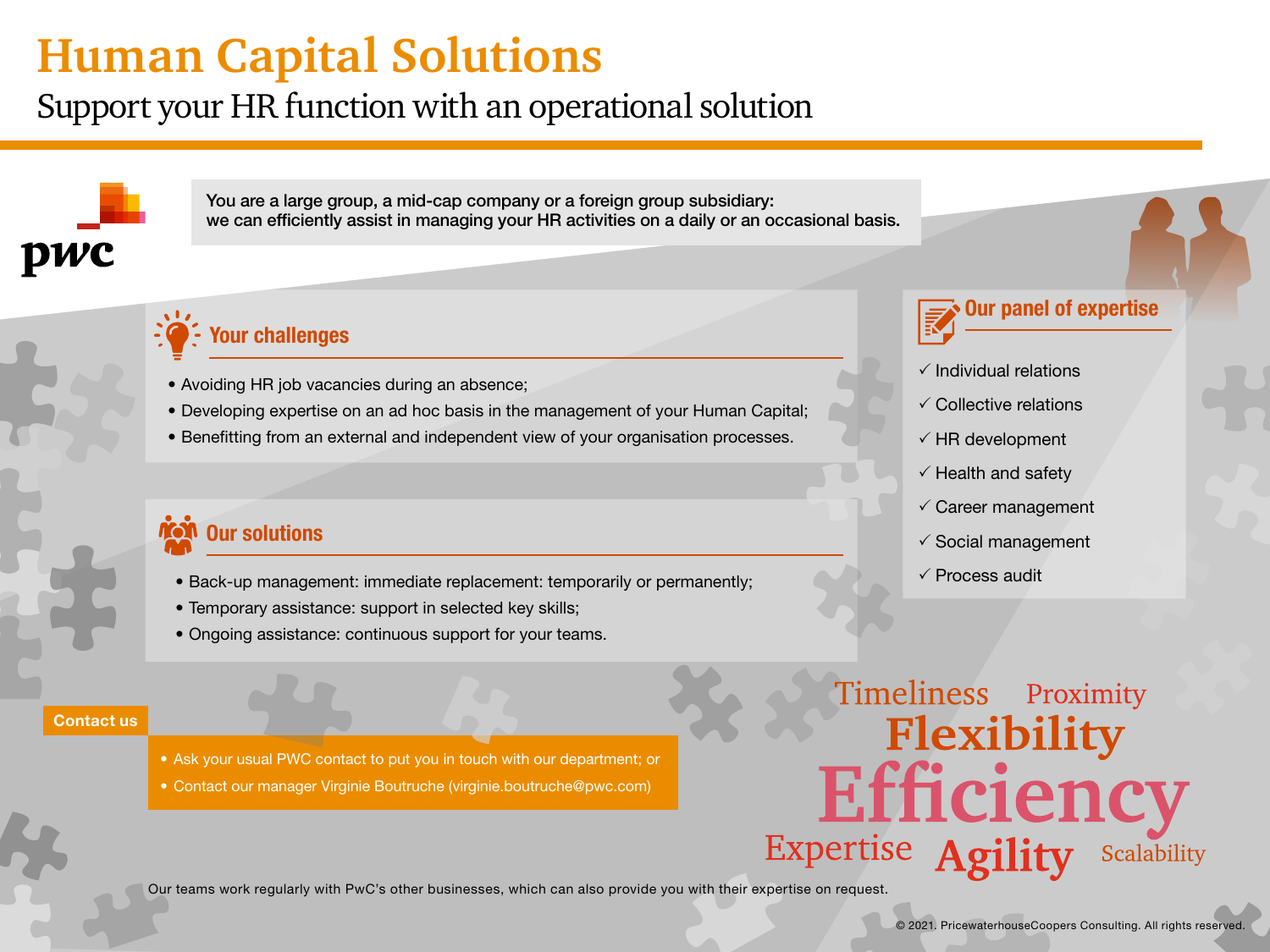# Human Capital Solutions

## Support your HR function with an operational solution

pwc

You are a large group, a mid-cap company or a foreign group subsidiary:
we can efficiently assist in managing your HR activities on a daily or an occasional basis.

### Your challenges

- Avoiding HR job vacancies during an absence;
- Developing expertise on an ad hoc basis in the management of your Human Capital;
- Benefitting from an external and independent view of your organisation processes.

### Our solutions

- Back-up management: immediate replacement: temporarily or permanently;
- Temporary assistance: support in selected key skills;
- Ongoing assistance: continuous support for your teams.

### Our panel of expertise

- ✓ Individual relations
- ✓ Collective relations
- ✓ HR development
- ✓ Health and safety
- ✓ Career management
- ✓ Social management
- ✓ Process audit

### Contact us

- Ask your usual PWC contact to put you in touch with our department; or
- Contact our manager Virginie Boutruche (virginie.boutruche@pwc.com)

Timeliness Proximity
Flexibility
Efficiency
Expertise Agility Scalability

Our teams work regularly with PwC's other businesses, which can also provide you with their expertise on request.

© 2021. PricewaterhouseCoopers Consulting. All rights reserved.